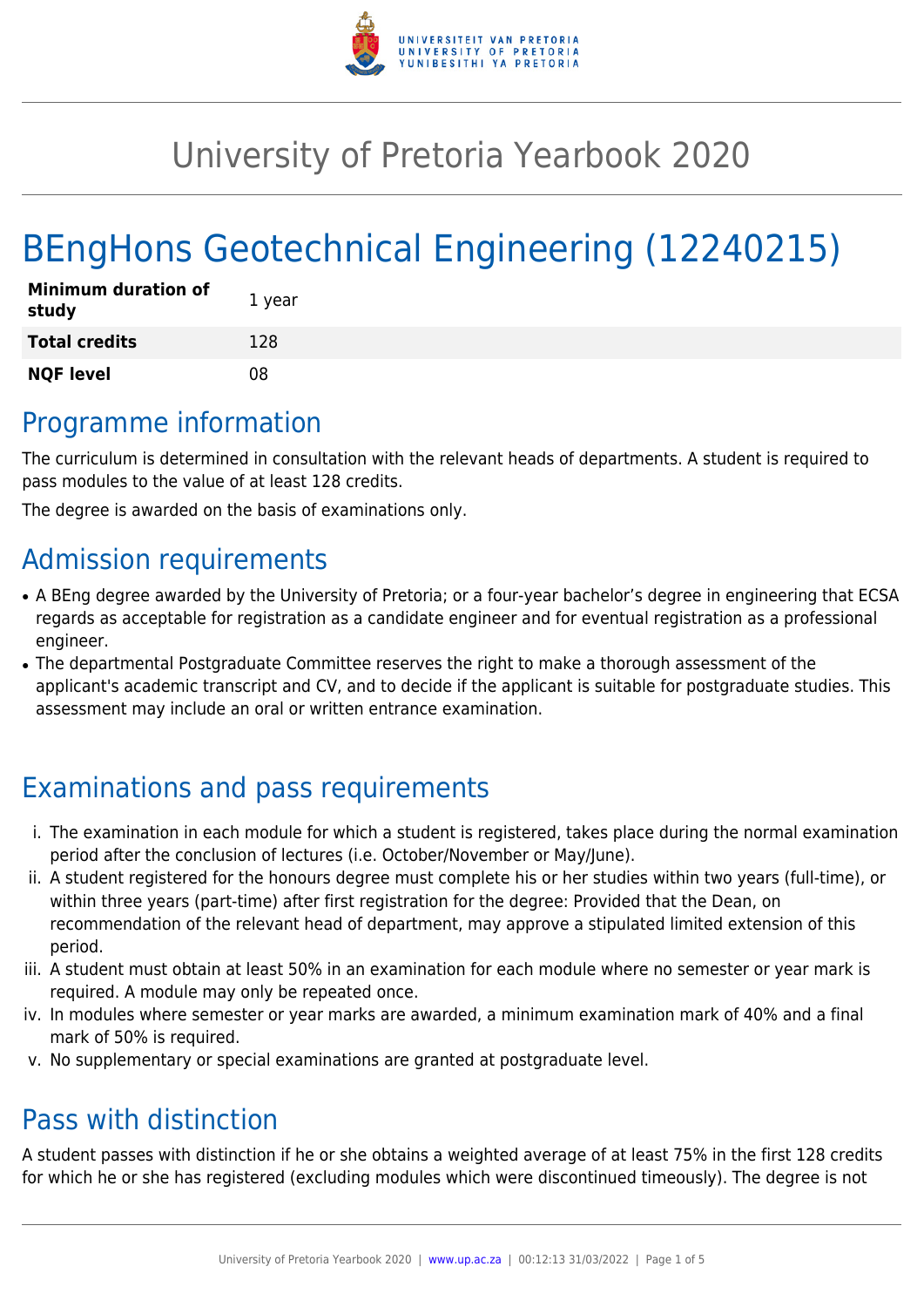# University of Pretoria Yearbook 2020

# BEngHons Geotechnical Engineering (12240215)

| | |
|---|---|
| **Minimum duration of study** | 1 year |
| **Total credits** | 128 |
| **NQF level** | 08 |

## Programme information

The curriculum is determined in consultation with the relevant heads of departments. A student is required to pass modules to the value of at least 128 credits.

The degree is awarded on the basis of examinations only.

## Admission requirements

- A BEng degree awarded by the University of Pretoria; or a four-year bachelor's degree in engineering that ECSA regards as acceptable for registration as a candidate engineer and for eventual registration as a professional engineer.
- The departmental Postgraduate Committee reserves the right to make a thorough assessment of the applicant's academic transcript and CV, and to decide if the applicant is suitable for postgraduate studies. This assessment may include an oral or written entrance examination.

## Examinations and pass requirements

i. The examination in each module for which a student is registered, takes place during the normal examination period after the conclusion of lectures (i.e. October/November or May/June).

ii. A student registered for the honours degree must complete his or her studies within two years (full-time), or within three years (part-time) after first registration for the degree: Provided that the Dean, on recommendation of the relevant head of department, may approve a stipulated limited extension of this period.

iii. A student must obtain at least 50% in an examination for each module where no semester or year mark is required. A module may only be repeated once.

iv. In modules where semester or year marks are awarded, a minimum examination mark of 40% and a final mark of 50% is required.

v. No supplementary or special examinations are granted at postgraduate level.

## Pass with distinction

A student passes with distinction if he or she obtains a weighted average of at least 75% in the first 128 credits for which he or she has registered (excluding modules which were discontinued timeously). The degree is not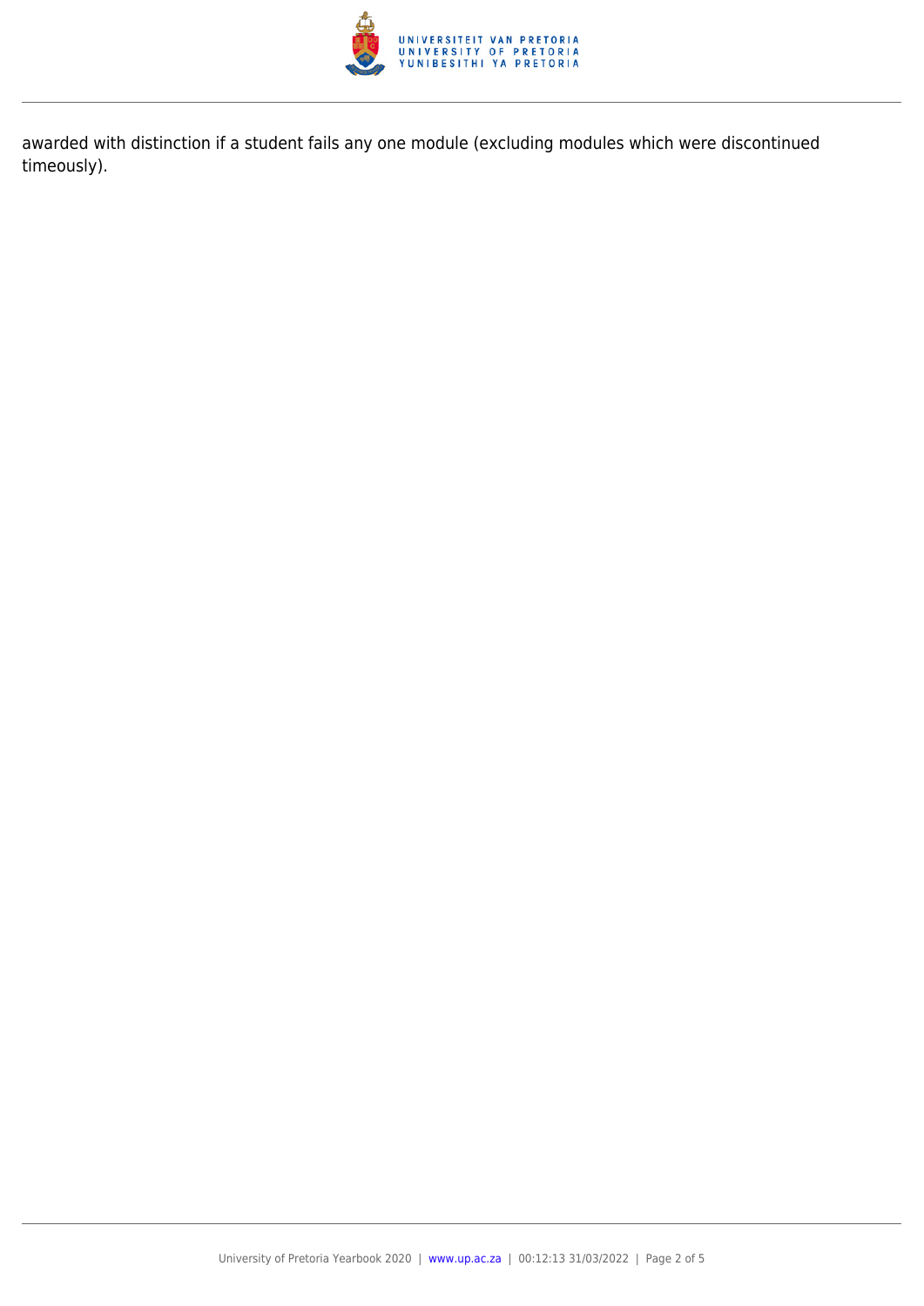awarded with distinction if a student fails any one module (excluding modules which were discontinued timeously).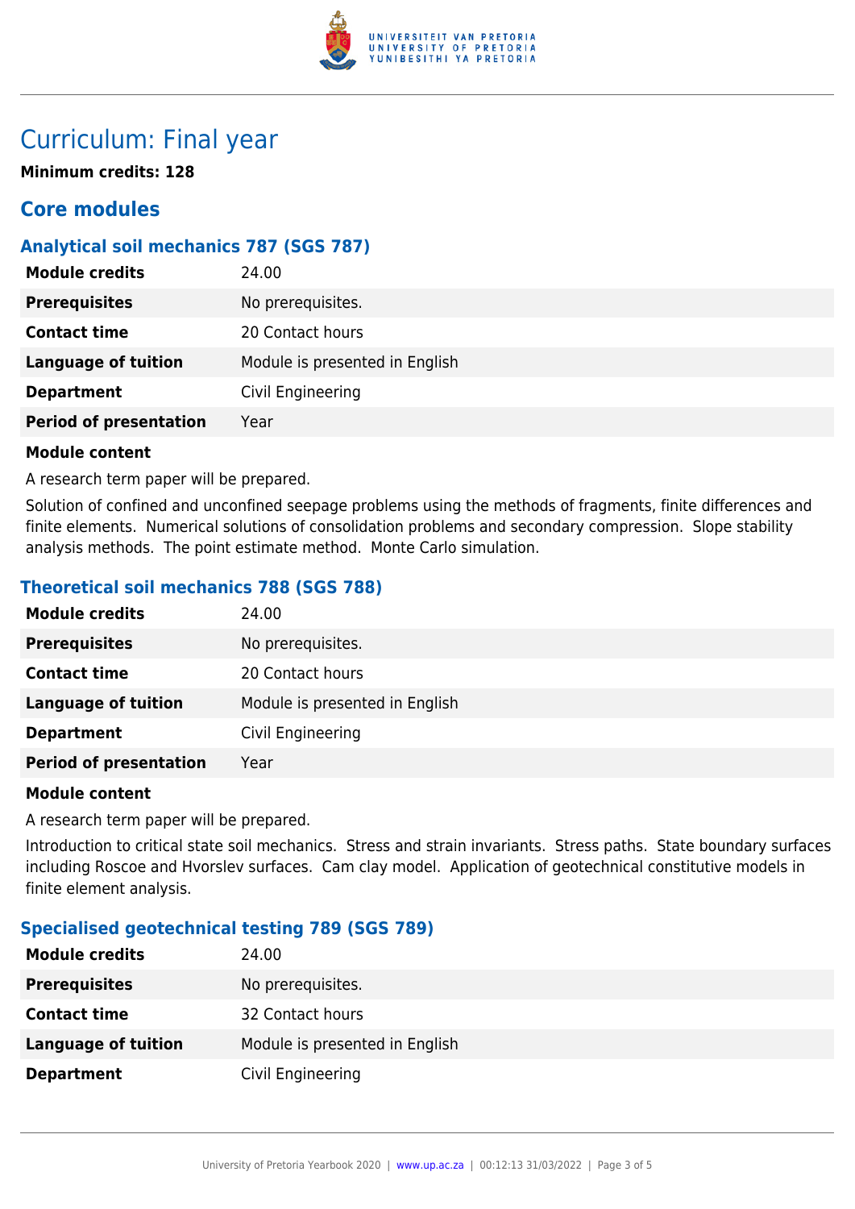# Curriculum: Final year

**Minimum credits: 128**

## Core modules

### Analytical soil mechanics 787 (SGS 787)

| | |
|---|---|
| **Module credits** | 24.00 |
| **Prerequisites** | No prerequisites. |
| **Contact time** | 20 Contact hours |
| **Language of tuition** | Module is presented in English |
| **Department** | Civil Engineering |
| **Period of presentation** | Year |

**Module content**

A research term paper will be prepared.

Solution of confined and unconfined seepage problems using the methods of fragments, finite differences and finite elements. Numerical solutions of consolidation problems and secondary compression. Slope stability analysis methods. The point estimate method. Monte Carlo simulation.

### Theoretical soil mechanics 788 (SGS 788)

| | |
|---|---|
| **Module credits** | 24.00 |
| **Prerequisites** | No prerequisites. |
| **Contact time** | 20 Contact hours |
| **Language of tuition** | Module is presented in English |
| **Department** | Civil Engineering |
| **Period of presentation** | Year |

**Module content**

A research term paper will be prepared.

Introduction to critical state soil mechanics. Stress and strain invariants. Stress paths. State boundary surfaces including Roscoe and Hvorslev surfaces. Cam clay model. Application of geotechnical constitutive models in finite element analysis.

### Specialised geotechnical testing 789 (SGS 789)

| | |
|---|---|
| **Module credits** | 24.00 |
| **Prerequisites** | No prerequisites. |
| **Contact time** | 32 Contact hours |
| **Language of tuition** | Module is presented in English |
| **Department** | Civil Engineering |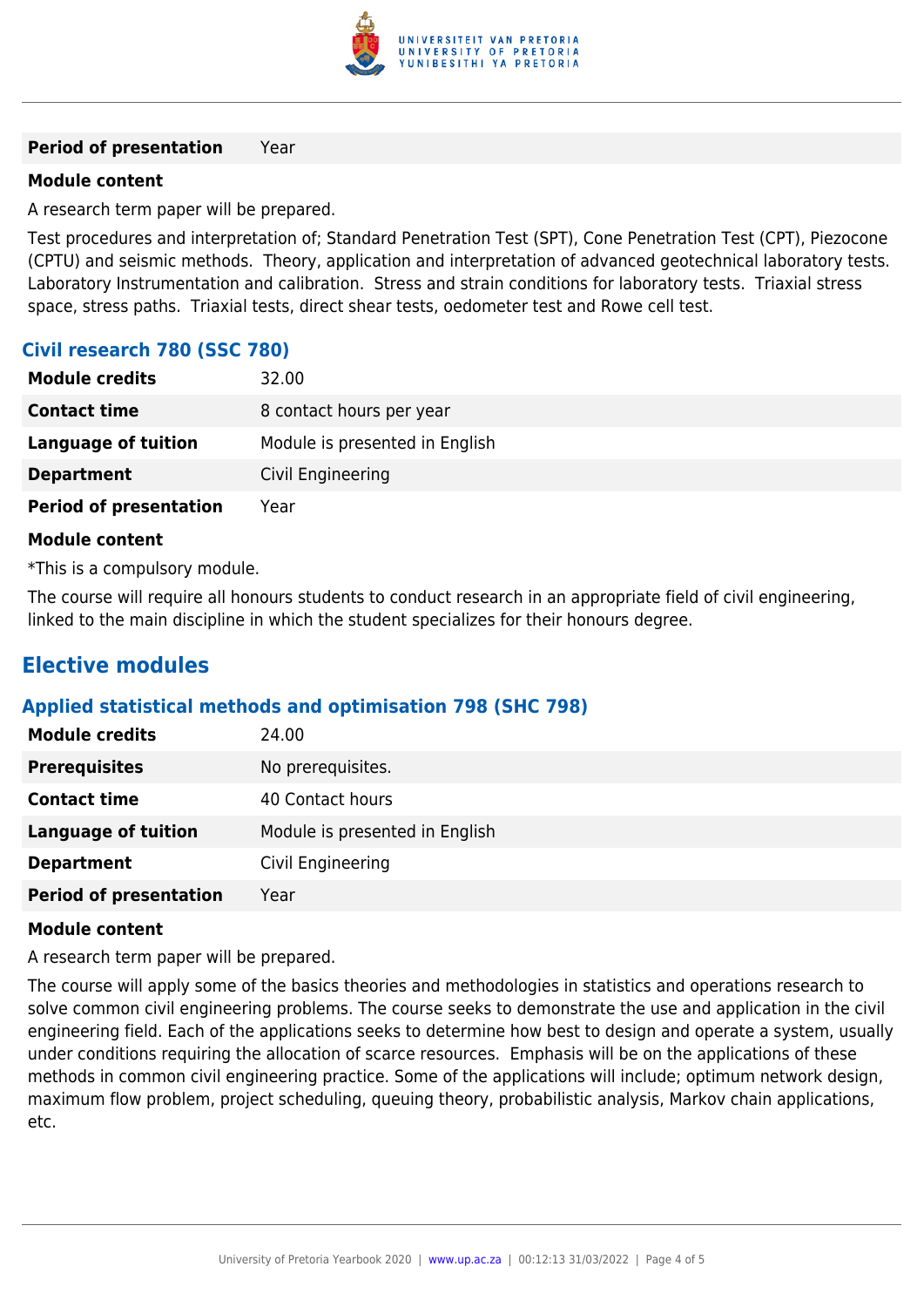| | |
|---|---|
| **Period of presentation** | Year |

**Module content**

A research term paper will be prepared.

Test procedures and interpretation of; Standard Penetration Test (SPT), Cone Penetration Test (CPT), Piezocone (CPTU) and seismic methods. Theory, application and interpretation of advanced geotechnical laboratory tests. Laboratory Instrumentation and calibration. Stress and strain conditions for laboratory tests. Triaxial stress space, stress paths. Triaxial tests, direct shear tests, oedometer test and Rowe cell test.

### Civil research 780 (SSC 780)

| | |
|---|---|
| **Module credits** | 32.00 |
| **Contact time** | 8 contact hours per year |
| **Language of tuition** | Module is presented in English |
| **Department** | Civil Engineering |
| **Period of presentation** | Year |

**Module content**

*This is a compulsory module.

The course will require all honours students to conduct research in an appropriate field of civil engineering, linked to the main discipline in which the student specializes for their honours degree.

## Elective modules

### Applied statistical methods and optimisation 798 (SHC 798)

| | |
|---|---|
| **Module credits** | 24.00 |
| **Prerequisites** | No prerequisites. |
| **Contact time** | 40 Contact hours |
| **Language of tuition** | Module is presented in English |
| **Department** | Civil Engineering |
| **Period of presentation** | Year |

**Module content**

A research term paper will be prepared.

The course will apply some of the basics theories and methodologies in statistics and operations research to solve common civil engineering problems. The course seeks to demonstrate the use and application in the civil engineering field. Each of the applications seeks to determine how best to design and operate a system, usually under conditions requiring the allocation of scarce resources. Emphasis will be on the applications of these methods in common civil engineering practice. Some of the applications will include; optimum network design, maximum flow problem, project scheduling, queuing theory, probabilistic analysis, Markov chain applications, etc.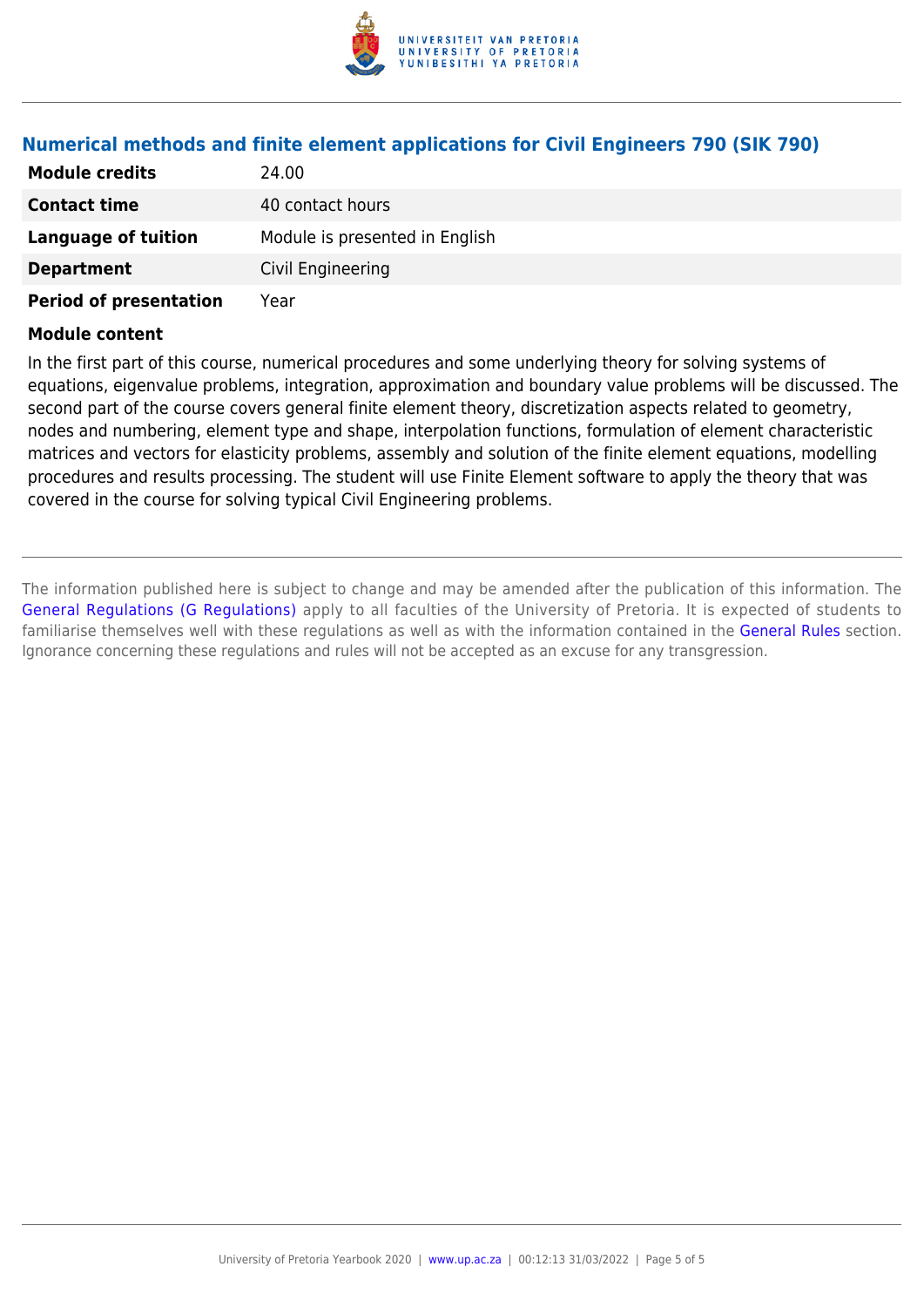## Numerical methods and finite element applications for Civil Engineers 790 (SIK 790)

| | |
|---|---|
| **Module credits** | 24.00 |
| **Contact time** | 40 contact hours |
| **Language of tuition** | Module is presented in English |
| **Department** | Civil Engineering |
| **Period of presentation** | Year |

**Module content**

In the first part of this course, numerical procedures and some underlying theory for solving systems of equations, eigenvalue problems, integration, approximation and boundary value problems will be discussed. The second part of the course covers general finite element theory, discretization aspects related to geometry, nodes and numbering, element type and shape, interpolation functions, formulation of element characteristic matrices and vectors for elasticity problems, assembly and solution of the finite element equations, modelling procedures and results processing. The student will use Finite Element software to apply the theory that was covered in the course for solving typical Civil Engineering problems.

The information published here is subject to change and may be amended after the publication of this information. The General Regulations (G Regulations) apply to all faculties of the University of Pretoria. It is expected of students to familiarise themselves well with these regulations as well as with the information contained in the General Rules section. Ignorance concerning these regulations and rules will not be accepted as an excuse for any transgression.